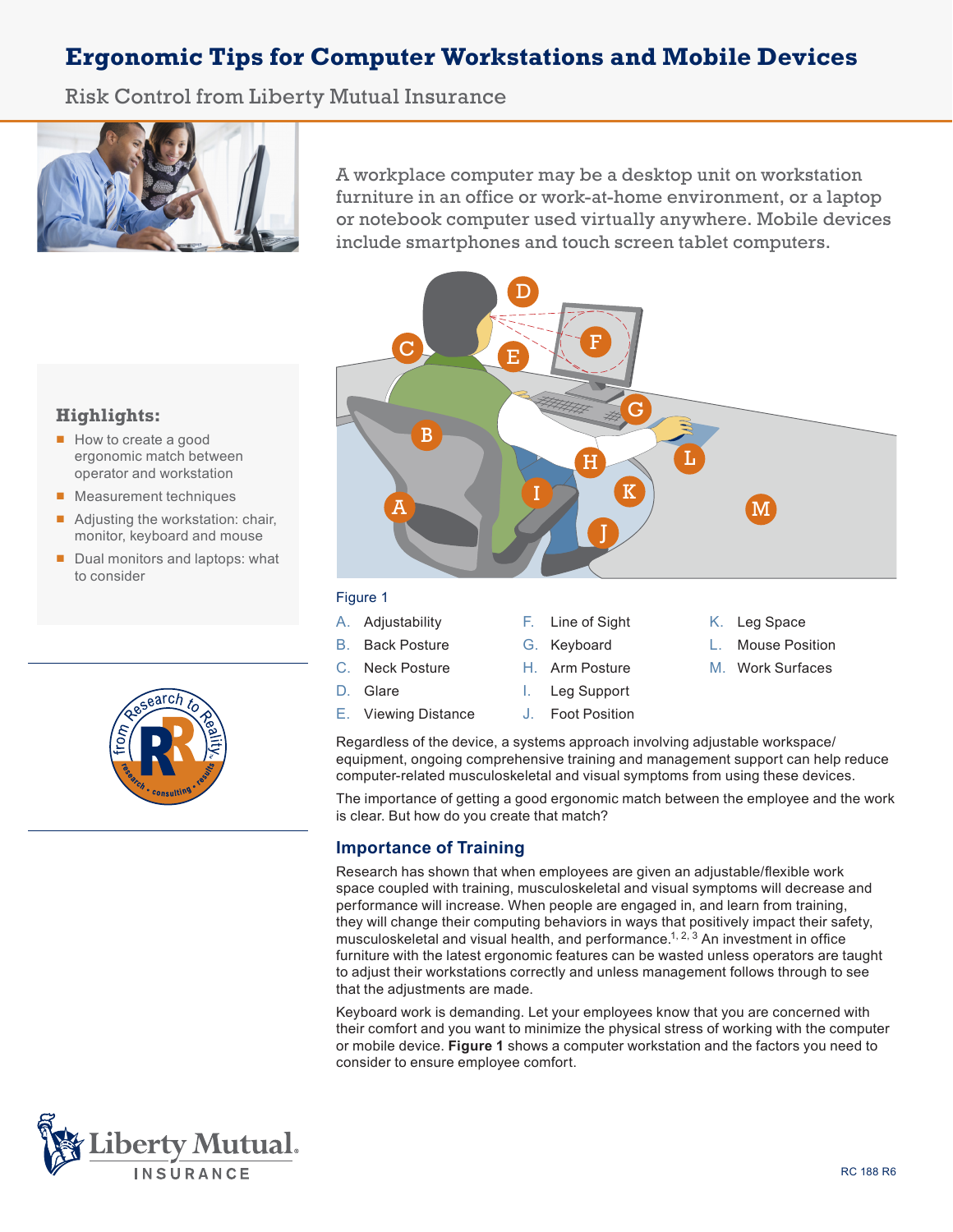# Ergonomic Tips for Computer Workstations and Mobile Devices

Risk Control from Liberty Mutual Insurance

A workplace computer may be a desktop unit on workstation furniture in an office or work-at-home environment, or a laptop or notebook computer used virtually anywhere. Mobile devices include smartphones and touch screen tablet computers.

**Highlights:**

- How to create a good ergonomic match between operator and workstation
- Measurement techniques
- Adjusting the workstation: chair, monitor, keyboard and mouse
- Dual monitors and laptops: what to consider

Figure 1

- A. Adjustability
- B. Back Posture
- C. Neck Posture
- D. Glare
- E. Viewing Distance
- F. Line of Sight
- G. Keyboard
- H. Arm Posture
- I. Leg Support
- J. Foot Position
- K. Leg Space
- L. Mouse Position
- M. Work Surfaces

Regardless of the device, a systems approach involving adjustable workspace/ equipment, ongoing comprehensive training and management support can help reduce computer-related musculoskeletal and visual symptoms from using these devices.

The importance of getting a good ergonomic match between the employee and the work is clear. But how do you create that match?

## Importance of Training

Research has shown that when employees are given an adjustable/flexible work space coupled with training, musculoskeletal and visual symptoms will decrease and performance will increase. When people are engaged in, and learn from training, they will change their computing behaviors in ways that positively impact their safety, musculoskeletal and visual health, and performance.[1, 2, 3] An investment in office furniture with the latest ergonomic features can be wasted unless operators are taught to adjust their workstations correctly and unless management follows through to see that the adjustments are made.

Keyboard work is demanding. Let your employees know that you are concerned with their comfort and you want to minimize the physical stress of working with the computer or mobile device. **Figure 1** shows a computer workstation and the factors you need to consider to ensure employee comfort.

RC 188 R6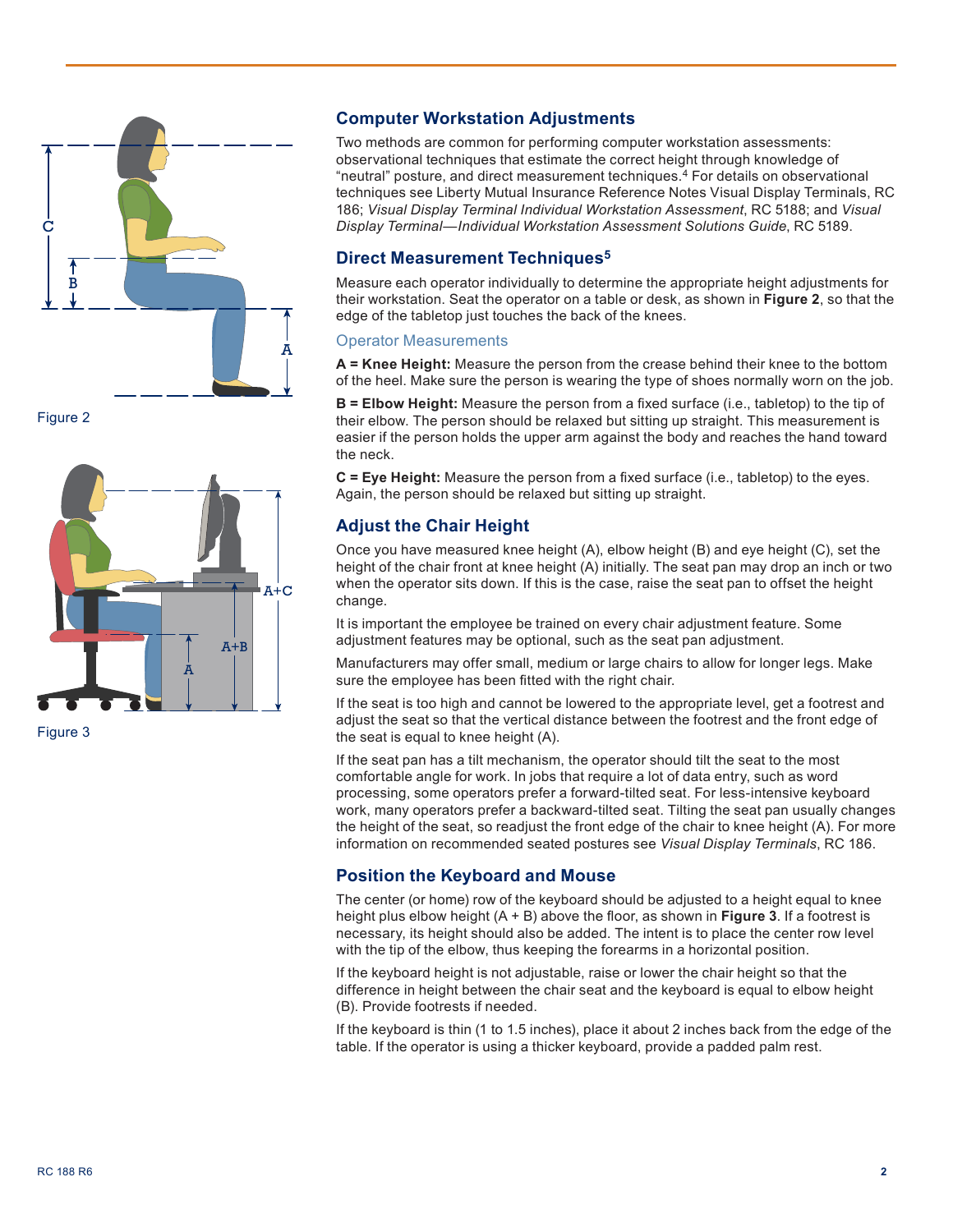Figure 2

Figure 3

## Computer Workstation Adjustments

Two methods are common for performing computer workstation assessments: observational techniques that estimate the correct height through knowledge of "neutral" posture, and direct measurement techniques.[4] For details on observational techniques see Liberty Mutual Insurance Reference Notes Visual Display Terminals, RC 186; *Visual Display Terminal Individual Workstation Assessment*, RC 5188; and *Visual Display Terminal—Individual Workstation Assessment Solutions Guide*, RC 5189.

## Direct Measurement Techniques[5]

Measure each operator individually to determine the appropriate height adjustments for their workstation. Seat the operator on a table or desk, as shown in **Figure 2**, so that the edge of the tabletop just touches the back of the knees.

### Operator Measurements

**A = Knee Height:** Measure the person from the crease behind their knee to the bottom of the heel. Make sure the person is wearing the type of shoes normally worn on the job.

**B = Elbow Height:** Measure the person from a fixed surface (i.e., tabletop) to the tip of their elbow. The person should be relaxed but sitting up straight. This measurement is easier if the person holds the upper arm against the body and reaches the hand toward the neck.

**C = Eye Height:** Measure the person from a fixed surface (i.e., tabletop) to the eyes. Again, the person should be relaxed but sitting up straight.

## Adjust the Chair Height

Once you have measured knee height (A), elbow height (B) and eye height (C), set the height of the chair front at knee height (A) initially. The seat pan may drop an inch or two when the operator sits down. If this is the case, raise the seat pan to offset the height change.

It is important the employee be trained on every chair adjustment feature. Some adjustment features may be optional, such as the seat pan adjustment.

Manufacturers may offer small, medium or large chairs to allow for longer legs. Make sure the employee has been fitted with the right chair.

If the seat is too high and cannot be lowered to the appropriate level, get a footrest and adjust the seat so that the vertical distance between the footrest and the front edge of the seat is equal to knee height (A).

If the seat pan has a tilt mechanism, the operator should tilt the seat to the most comfortable angle for work. In jobs that require a lot of data entry, such as word processing, some operators prefer a forward-tilted seat. For less-intensive keyboard work, many operators prefer a backward-tilted seat. Tilting the seat pan usually changes the height of the seat, so readjust the front edge of the chair to knee height (A). For more information on recommended seated postures see *Visual Display Terminals*, RC 186.

## Position the Keyboard and Mouse

The center (or home) row of the keyboard should be adjusted to a height equal to knee height plus elbow height (A + B) above the floor, as shown in **Figure 3**. If a footrest is necessary, its height should also be added. The intent is to place the center row level with the tip of the elbow, thus keeping the forearms in a horizontal position.

If the keyboard height is not adjustable, raise or lower the chair height so that the difference in height between the chair seat and the keyboard is equal to elbow height (B). Provide footrests if needed.

If the keyboard is thin (1 to 1.5 inches), place it about 2 inches back from the edge of the table. If the operator is using a thicker keyboard, provide a padded palm rest.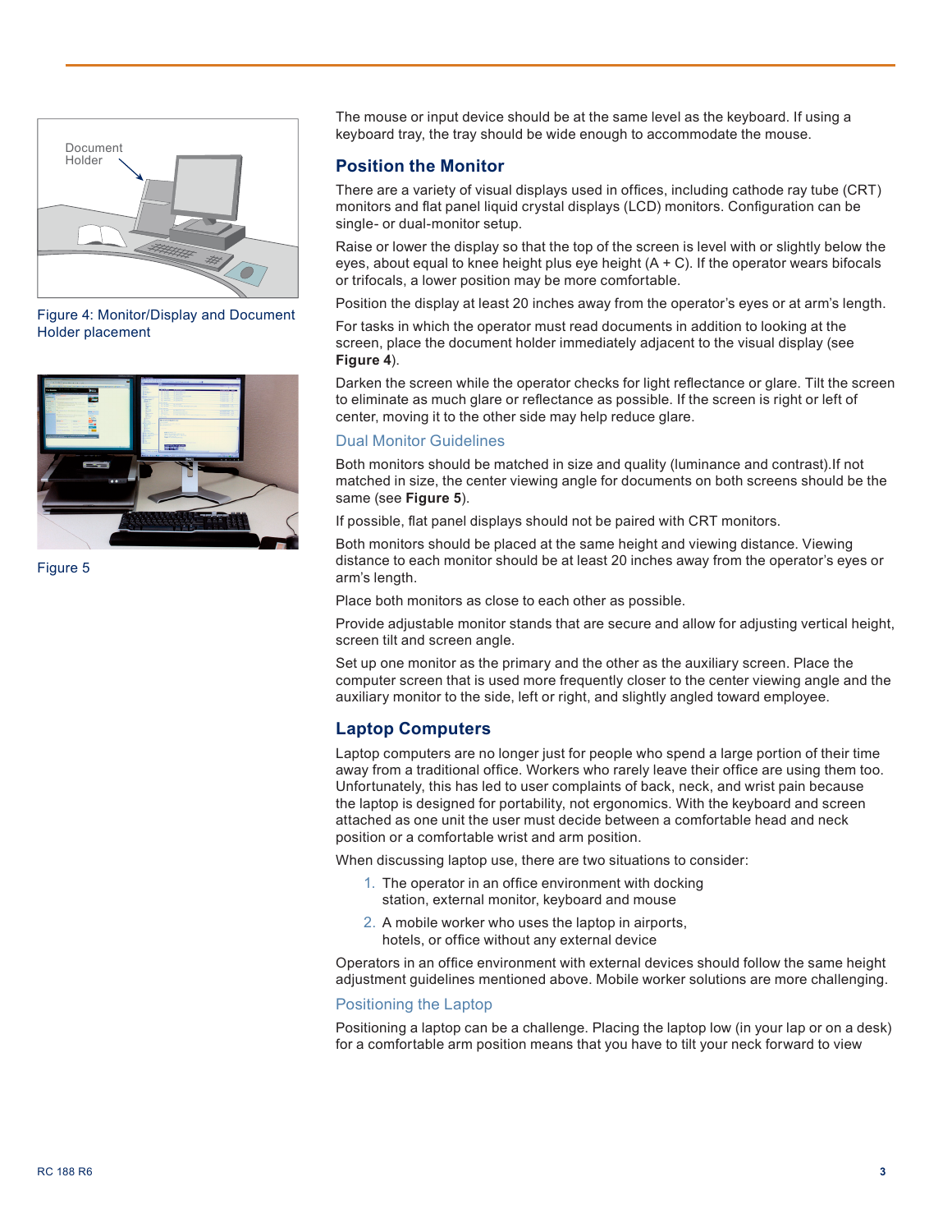Document Holder

Figure 4: Monitor/Display and Document Holder placement

Figure 5

The mouse or input device should be at the same level as the keyboard. If using a keyboard tray, the tray should be wide enough to accommodate the mouse.

## Position the Monitor

There are a variety of visual displays used in offices, including cathode ray tube (CRT) monitors and flat panel liquid crystal displays (LCD) monitors. Configuration can be single- or dual-monitor setup.

Raise or lower the display so that the top of the screen is level with or slightly below the eyes, about equal to knee height plus eye height (A + C). If the operator wears bifocals or trifocals, a lower position may be more comfortable.

Position the display at least 20 inches away from the operator's eyes or at arm's length.

For tasks in which the operator must read documents in addition to looking at the screen, place the document holder immediately adjacent to the visual display (see **Figure 4**).

Darken the screen while the operator checks for light reflectance or glare. Tilt the screen to eliminate as much glare or reflectance as possible. If the screen is right or left of center, moving it to the other side may help reduce glare.

### Dual Monitor Guidelines

Both monitors should be matched in size and quality (luminance and contrast).If not matched in size, the center viewing angle for documents on both screens should be the same (see **Figure 5**).

If possible, flat panel displays should not be paired with CRT monitors.

Both monitors should be placed at the same height and viewing distance. Viewing distance to each monitor should be at least 20 inches away from the operator's eyes or arm's length.

Place both monitors as close to each other as possible.

Provide adjustable monitor stands that are secure and allow for adjusting vertical height, screen tilt and screen angle.

Set up one monitor as the primary and the other as the auxiliary screen. Place the computer screen that is used more frequently closer to the center viewing angle and the auxiliary monitor to the side, left or right, and slightly angled toward employee.

## Laptop Computers

Laptop computers are no longer just for people who spend a large portion of their time away from a traditional office. Workers who rarely leave their office are using them too. Unfortunately, this has led to user complaints of back, neck, and wrist pain because the laptop is designed for portability, not ergonomics. With the keyboard and screen attached as one unit the user must decide between a comfortable head and neck position or a comfortable wrist and arm position.

When discussing laptop use, there are two situations to consider:

1. The operator in an office environment with docking station, external monitor, keyboard and mouse
2. A mobile worker who uses the laptop in airports, hotels, or office without any external device

Operators in an office environment with external devices should follow the same height adjustment guidelines mentioned above. Mobile worker solutions are more challenging.

### Positioning the Laptop

Positioning a laptop can be a challenge. Placing the laptop low (in your lap or on a desk) for a comfortable arm position means that you have to tilt your neck forward to view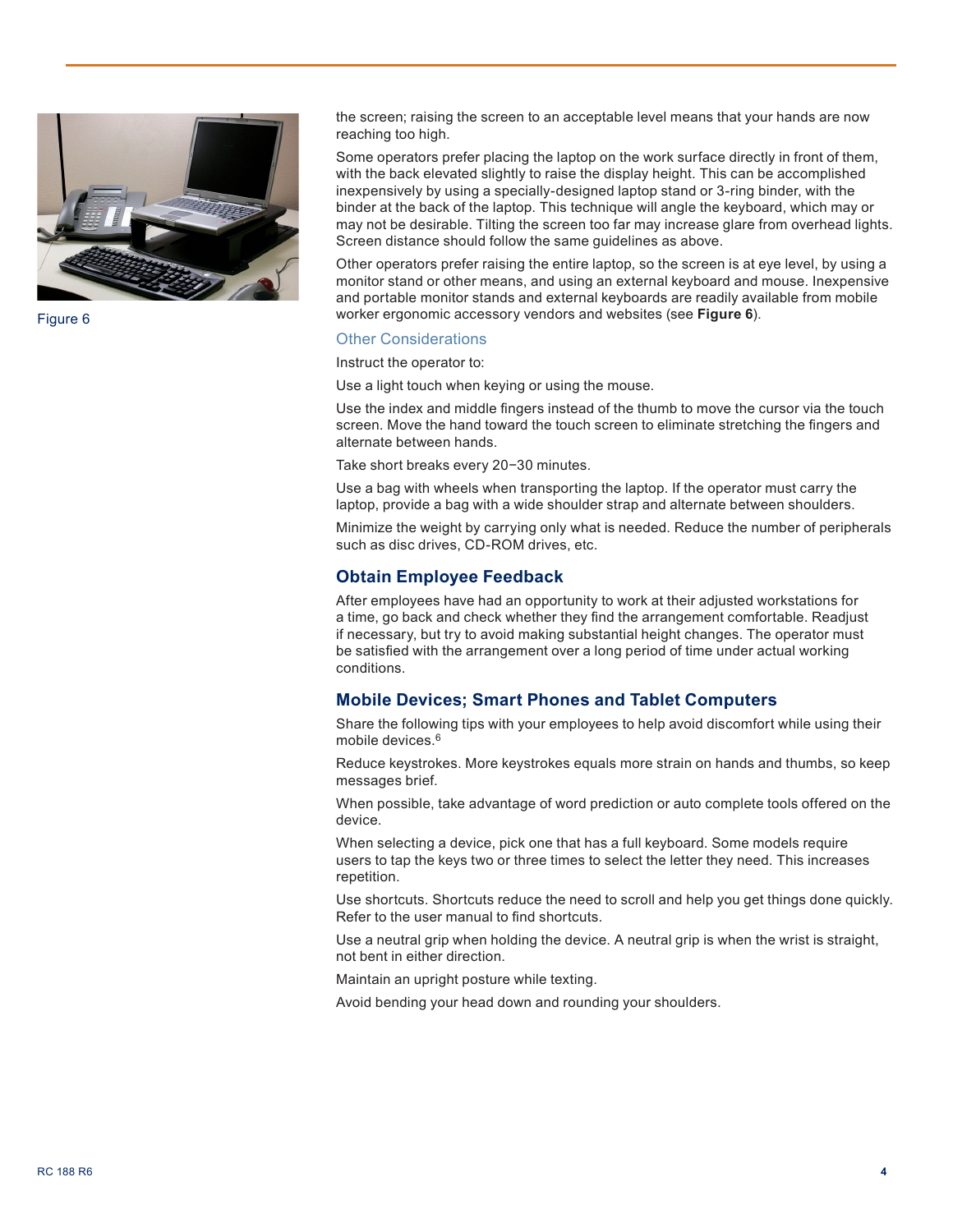Figure 6

the screen; raising the screen to an acceptable level means that your hands are now reaching too high.

Some operators prefer placing the laptop on the work surface directly in front of them, with the back elevated slightly to raise the display height. This can be accomplished inexpensively by using a specially-designed laptop stand or 3-ring binder, with the binder at the back of the laptop. This technique will angle the keyboard, which may or may not be desirable. Tilting the screen too far may increase glare from overhead lights. Screen distance should follow the same guidelines as above.

Other operators prefer raising the entire laptop, so the screen is at eye level, by using a monitor stand or other means, and using an external keyboard and mouse. Inexpensive and portable monitor stands and external keyboards are readily available from mobile worker ergonomic accessory vendors and websites (see **Figure 6**).

### Other Considerations

Instruct the operator to:

Use a light touch when keying or using the mouse.

Use the index and middle fingers instead of the thumb to move the cursor via the touch screen. Move the hand toward the touch screen to eliminate stretching the fingers and alternate between hands.

Take short breaks every 20−30 minutes.

Use a bag with wheels when transporting the laptop. If the operator must carry the laptop, provide a bag with a wide shoulder strap and alternate between shoulders.

Minimize the weight by carrying only what is needed. Reduce the number of peripherals such as disc drives, CD-ROM drives, etc.

## Obtain Employee Feedback

After employees have had an opportunity to work at their adjusted workstations for a time, go back and check whether they find the arrangement comfortable. Readjust if necessary, but try to avoid making substantial height changes. The operator must be satisfied with the arrangement over a long period of time under actual working conditions.

## Mobile Devices; Smart Phones and Tablet Computers

Share the following tips with your employees to help avoid discomfort while using their mobile devices.[6]

Reduce keystrokes. More keystrokes equals more strain on hands and thumbs, so keep messages brief.

When possible, take advantage of word prediction or auto complete tools offered on the device.

When selecting a device, pick one that has a full keyboard. Some models require users to tap the keys two or three times to select the letter they need. This increases repetition.

Use shortcuts. Shortcuts reduce the need to scroll and help you get things done quickly. Refer to the user manual to find shortcuts.

Use a neutral grip when holding the device. A neutral grip is when the wrist is straight, not bent in either direction.

Maintain an upright posture while texting.

Avoid bending your head down and rounding your shoulders.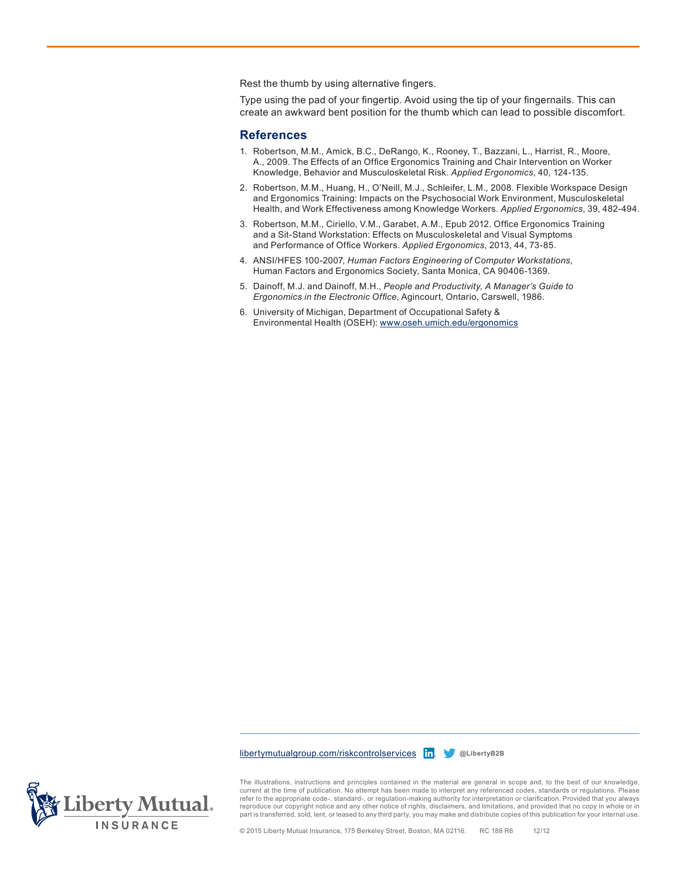Rest the thumb by using alternative fingers.

Type using the pad of your fingertip. Avoid using the tip of your fingernails. This can create an awkward bent position for the thumb which can lead to possible discomfort.

## References

1. Robertson, M.M., Amick, B.C., DeRango, K., Rooney, T., Bazzani, L., Harrist, R., Moore, A., 2009. The Effects of an Office Ergonomics Training and Chair Intervention on Worker Knowledge, Behavior and Musculoskeletal Risk. *Applied Ergonomics*, 40, 124-135.
2. Robertson, M.M., Huang, H., O'Neill, M.J., Schleifer, L.M., 2008. Flexible Workspace Design and Ergonomics Training: Impacts on the Psychosocial Work Environment, Musculoskeletal Health, and Work Effectiveness among Knowledge Workers. *Applied Ergonomics*, 39, 482-494.
3. Robertson, M.M., Ciriello, V.M., Garabet, A.M., Epub 2012. Office Ergonomics Training and a Sit-Stand Workstation: Effects on Musculoskeletal and Visual Symptoms and Performance of Office Workers. *Applied Ergonomics*, 2013, 44, 73-85.
4. ANSI/HFES 100-2007, *Human Factors Engineering of Computer Workstations*, Human Factors and Ergonomics Society, Santa Monica, CA 90406-1369.
5. Dainoff, M.J. and Dainoff, M.H., *People and Productivity, A Manager's Guide to Ergonomics in the Electronic Office*, Agincourt, Ontario, Carswell, 1986.
6. University of Michigan, Department of Occupational Safety & Environmental Health (OSEH): www.oseh.umich.edu/ergonomics

libertymutualgroup.com/riskcontrolservices @LibertyB2B

Liberty Mutual INSURANCE

The illustrations, instructions and principles contained in the material are general in scope and, to the best of our knowledge, current at the time of publication. No attempt has been made to interpret any referenced codes, standards or regulations. Please refer to the appropriate code-, standard-, or regulation-making authority for interpretation or clarification. Provided that you always reproduce our copyright notice and any other notice of rights, disclaimers, and limitations, and provided that no copy in whole or in part is transferred, sold, lent, or leased to any third party, you may make and distribute copies of this publication for your internal use.

© 2015 Liberty Mutual Insurance, 175 Berkeley Street, Boston, MA 02116. RC 188 R6 12/12